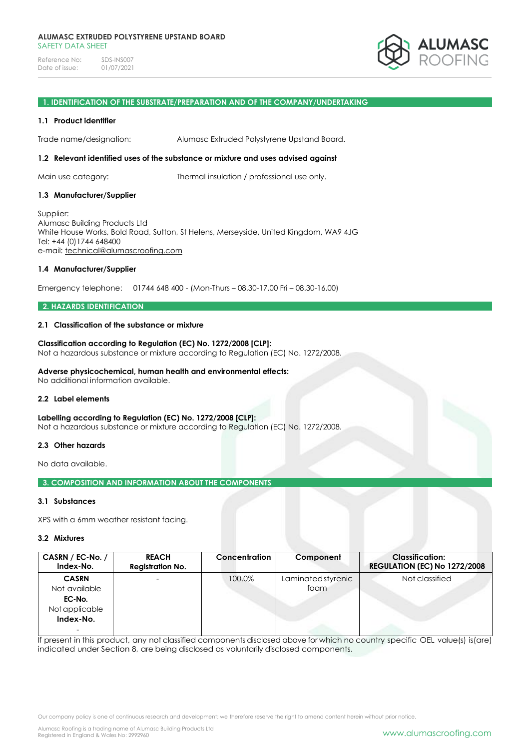# ALUMASC EXTRUDED POLYSTYRENE UPSTAND BOARD

SAFETY DATA SHEET

Reference No: SDS-INS007
Date of issue: 01/07/2021

## 1. IDENTIFICATION OF THE SUBSTRATE/PREPARATION AND OF THE COMPANY/UNDERTAKING

### 1.1 Product identifier

Trade name/designation: Alumasc Extruded Polystyrene Upstand Board.

### 1.2 Relevant identified uses of the substance or mixture and uses advised against

Main use category: Thermal insulation / professional use only.

### 1.3 Manufacturer/Supplier

Supplier:
Alumasc Building Products Ltd
White House Works, Bold Road, Sutton, St Helens, Merseyside, United Kingdom, WA9 4JG
Tel: +44 (0)1744 648400
e-mail: technical@alumascroofing.com

### 1.4 Manufacturer/Supplier

Emergency telephone: 01744 648 400 - (Mon-Thurs – 08.30-17.00 Fri – 08.30-16.00)

## 2. HAZARDS IDENTIFICATION

### 2.1 Classification of the substance or mixture

**Classification according to Regulation (EC) No. 1272/2008 [CLP]:**
Not a hazardous substance or mixture according to Regulation (EC) No. 1272/2008.

**Adverse physicochemical, human health and environmental effects:**
No additional information available.

### 2.2 Label elements

**Labelling according to Regulation (EC) No. 1272/2008 [CLP]:**
Not a hazardous substance or mixture according to Regulation (EC) No. 1272/2008.

### 2.3 Other hazards

No data available.

## 3. COMPOSITION AND INFORMATION ABOUT THE COMPONENTS

### 3.1 Substances

XPS with a 6mm weather resistant facing.

### 3.2 Mixtures

| CASRN / EC-No. / Index-No. | REACH Registration No. | Concentration | Component | Classification: REGULATION (EC) No 1272/2008 |
|---|---|---|---|---|
| **CASRN** Not available **EC-No.** Not applicable **Index-No.** - | - | 100.0% | Laminated styrenic foam | Not classified |

If present in this product, any not classified components disclosed above for which no country specific OEL value(s) is(are) indicated under Section 8, are being disclosed as voluntarily disclosed components.

Our company policy is one of continuous research and development; we therefore reserve the right to amend content herein without prior notice.

Alumasc Roofing is a trading name of Alumasc Building Products Ltd
Registered in England & Wales No: 2992960

www.alumascroofing.com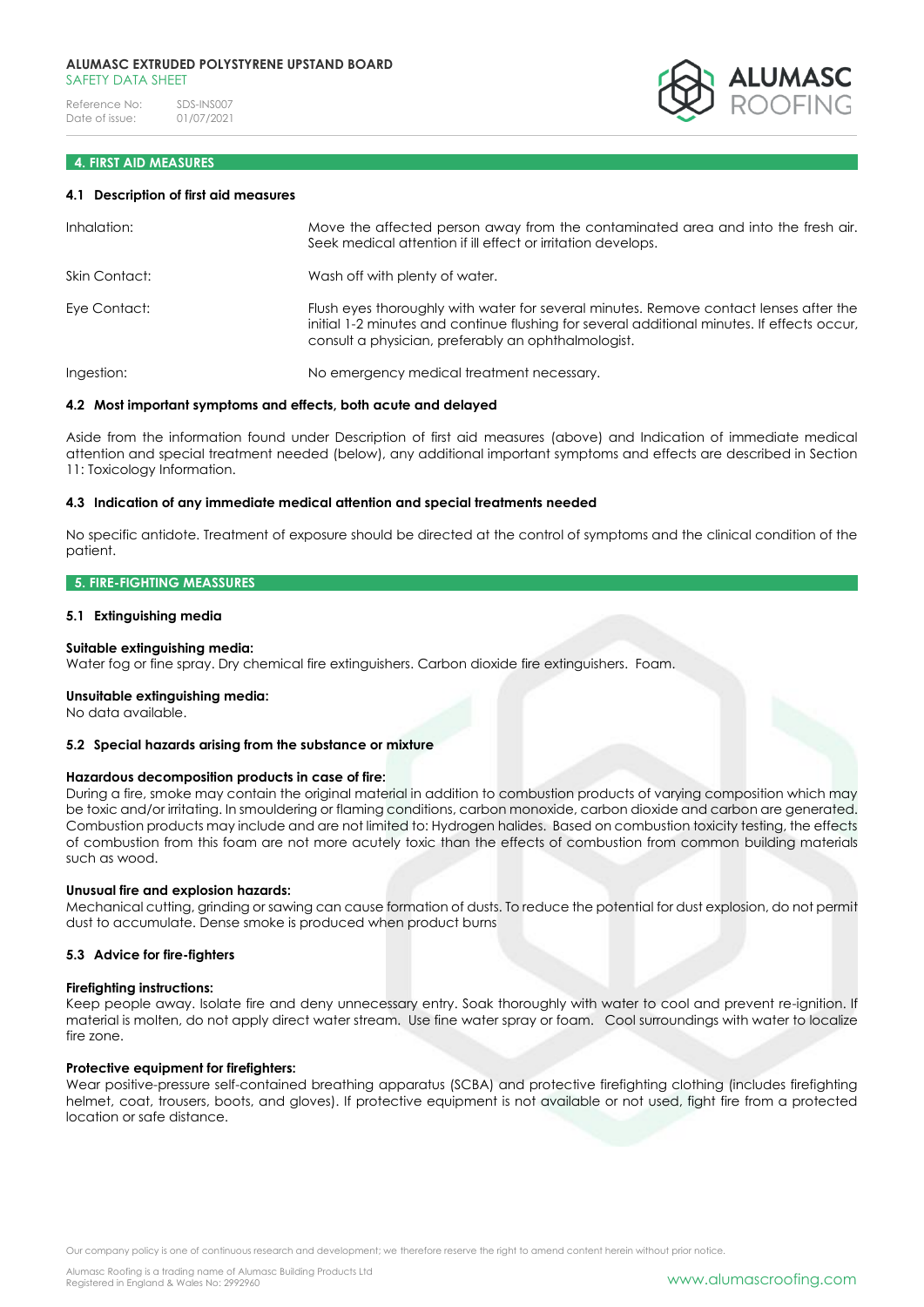## 4. FIRST AID MEASURES

### 4.1 Description of first aid measures

| | |
|---|---|
| Inhalation: | Move the affected person away from the contaminated area and into the fresh air. Seek medical attention if ill effect or irritation develops. |
| Skin Contact: | Wash off with plenty of water. |
| Eye Contact: | Flush eyes thoroughly with water for several minutes. Remove contact lenses after the initial 1-2 minutes and continue flushing for several additional minutes. If effects occur, consult a physician, preferably an ophthalmologist. |
| Ingestion: | No emergency medical treatment necessary. |

### 4.2 Most important symptoms and effects, both acute and delayed

Aside from the information found under Description of first aid measures (above) and Indication of immediate medical attention and special treatment needed (below), any additional important symptoms and effects are described in Section 11: Toxicology Information.

### 4.3 Indication of any immediate medical attention and special treatments needed

No specific antidote. Treatment of exposure should be directed at the control of symptoms and the clinical condition of the patient.

## 5. FIRE-FIGHTING MEASSURES

### 5.1 Extinguishing media

**Suitable extinguishing media:**
Water fog or fine spray. Dry chemical fire extinguishers. Carbon dioxide fire extinguishers. Foam.

**Unsuitable extinguishing media:**
No data available.

### 5.2 Special hazards arising from the substance or mixture

**Hazardous decomposition products in case of fire:**
During a fire, smoke may contain the original material in addition to combustion products of varying composition which may be toxic and/or irritating. In smouldering or flaming conditions, carbon monoxide, carbon dioxide and carbon are generated. Combustion products may include and are not limited to: Hydrogen halides. Based on combustion toxicity testing, the effects of combustion from this foam are not more acutely toxic than the effects of combustion from common building materials such as wood.

**Unusual fire and explosion hazards:**
Mechanical cutting, grinding or sawing can cause formation of dusts. To reduce the potential for dust explosion, do not permit dust to accumulate. Dense smoke is produced when product burns

### 5.3 Advice for fire-fighters

**Firefighting instructions:**
Keep people away. Isolate fire and deny unnecessary entry. Soak thoroughly with water to cool and prevent re-ignition. If material is molten, do not apply direct water stream. Use fine water spray or foam. Cool surroundings with water to localize fire zone.

**Protective equipment for firefighters:**
Wear positive-pressure self-contained breathing apparatus (SCBA) and protective firefighting clothing (includes firefighting helmet, coat, trousers, boots, and gloves). If protective equipment is not available or not used, fight fire from a protected location or safe distance.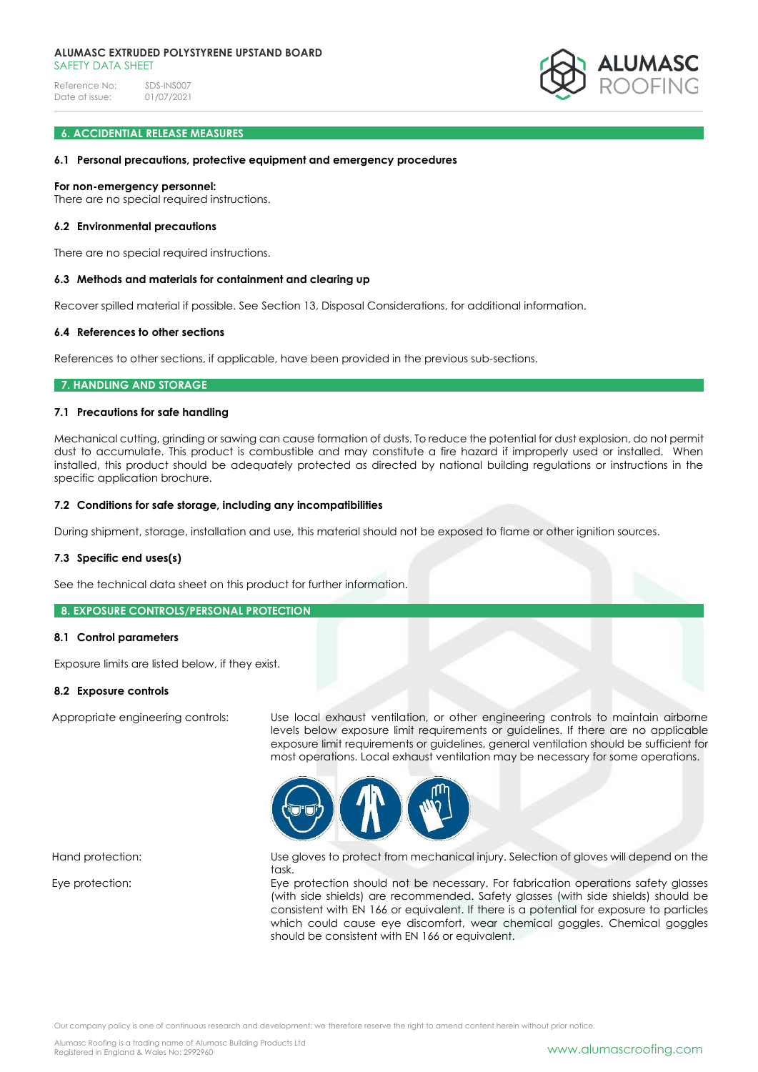## 6. ACCIDENTAL RELEASE MEASURES

### 6.1 Personal precautions, protective equipment and emergency procedures

**For non-emergency personnel:**
There are no special required instructions.

### 6.2 Environmental precautions

There are no special required instructions.

### 6.3 Methods and materials for containment and clearing up

Recover spilled material if possible. See Section 13, Disposal Considerations, for additional information.

### 6.4 References to other sections

References to other sections, if applicable, have been provided in the previous sub-sections.

## 7. HANDLING AND STORAGE

### 7.1 Precautions for safe handling

Mechanical cutting, grinding or sawing can cause formation of dusts. To reduce the potential for dust explosion, do not permit dust to accumulate. This product is combustible and may constitute a fire hazard if improperly used or installed. When installed, this product should be adequately protected as directed by national building regulations or instructions in the specific application brochure.

### 7.2 Conditions for safe storage, including any incompatibilities

During shipment, storage, installation and use, this material should not be exposed to flame or other ignition sources.

### 7.3 Specific end uses(s)

See the technical data sheet on this product for further information.

## 8. EXPOSURE CONTROLS/PERSONAL PROTECTION

### 8.1 Control parameters

Exposure limits are listed below, if they exist.

### 8.2 Exposure controls

Appropriate engineering controls: Use local exhaust ventilation, or other engineering controls to maintain airborne levels below exposure limit requirements or guidelines. If there are no applicable exposure limit requirements or guidelines, general ventilation should be sufficient for most operations. Local exhaust ventilation may be necessary for some operations.

Hand protection: Use gloves to protect from mechanical injury. Selection of gloves will depend on the task.

Eye protection: Eye protection should not be necessary. For fabrication operations safety glasses (with side shields) are recommended. Safety glasses (with side shields) should be consistent with EN 166 or equivalent. If there is a potential for exposure to particles which could cause eye discomfort, wear chemical goggles. Chemical goggles should be consistent with EN 166 or equivalent.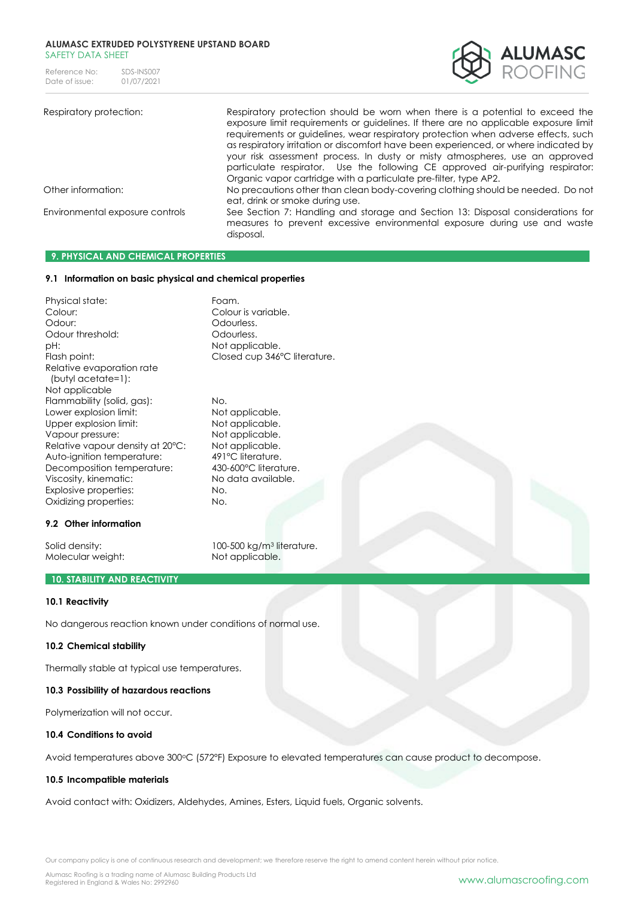| | |
|---|---|
| Respiratory protection: | Respiratory protection should be worn when there is a potential to exceed the exposure limit requirements or guidelines. If there are no applicable exposure limit requirements or guidelines, wear respiratory protection when adverse effects, such as respiratory irritation or discomfort have been experienced, or where indicated by your risk assessment process. In dusty or misty atmospheres, use an approved particulate respirator. Use the following CE approved air-purifying respirator: Organic vapor cartridge with a particulate pre-filter, type AP2. |
| Other information: | No precautions other than clean body-covering clothing should be needed. Do not eat, drink or smoke during use. |
| Environmental exposure controls | See Section 7: Handling and storage and Section 13: Disposal considerations for measures to prevent excessive environmental exposure during use and waste disposal. |

## 9. PHYSICAL AND CHEMICAL PROPERTIES

### 9.1 Information on basic physical and chemical properties

| | |
|---|---|
| Physical state: | Foam. |
| Colour: | Colour is variable. |
| Odour: | Odourless. |
| Odour threshold: | Odourless. |
| pH: | Not applicable. |
| Flash point: | Closed cup 346°C literature. |
| Relative evaporation rate (butyl acetate=1): Not applicable | |
| Flammability (solid, gas): | No. |
| Lower explosion limit: | Not applicable. |
| Upper explosion limit: | Not applicable. |
| Vapour pressure: | Not applicable. |
| Relative vapour density at 20°C: | Not applicable. |
| Auto-ignition temperature: | 491°C literature. |
| Decomposition temperature: | 430-600°C literature. |
| Viscosity, kinematic: | No data available. |
| Explosive properties: | No. |
| Oxidizing properties: | No. |

### 9.2 Other information

| | |
|---|---|
| Solid density: | 100-500 kg/m³ literature. |
| Molecular weight: | Not applicable. |

## 10. STABILITY AND REACTIVITY

### 10.1 Reactivity

No dangerous reaction known under conditions of normal use.

### 10.2 Chemical stability

Thermally stable at typical use temperatures.

### 10.3 Possibility of hazardous reactions

Polymerization will not occur.

### 10.4 Conditions to avoid

Avoid temperatures above 300°C (572°F) Exposure to elevated temperatures can cause product to decompose.

### 10.5 Incompatible materials

Avoid contact with: Oxidizers, Aldehydes, Amines, Esters, Liquid fuels, Organic solvents.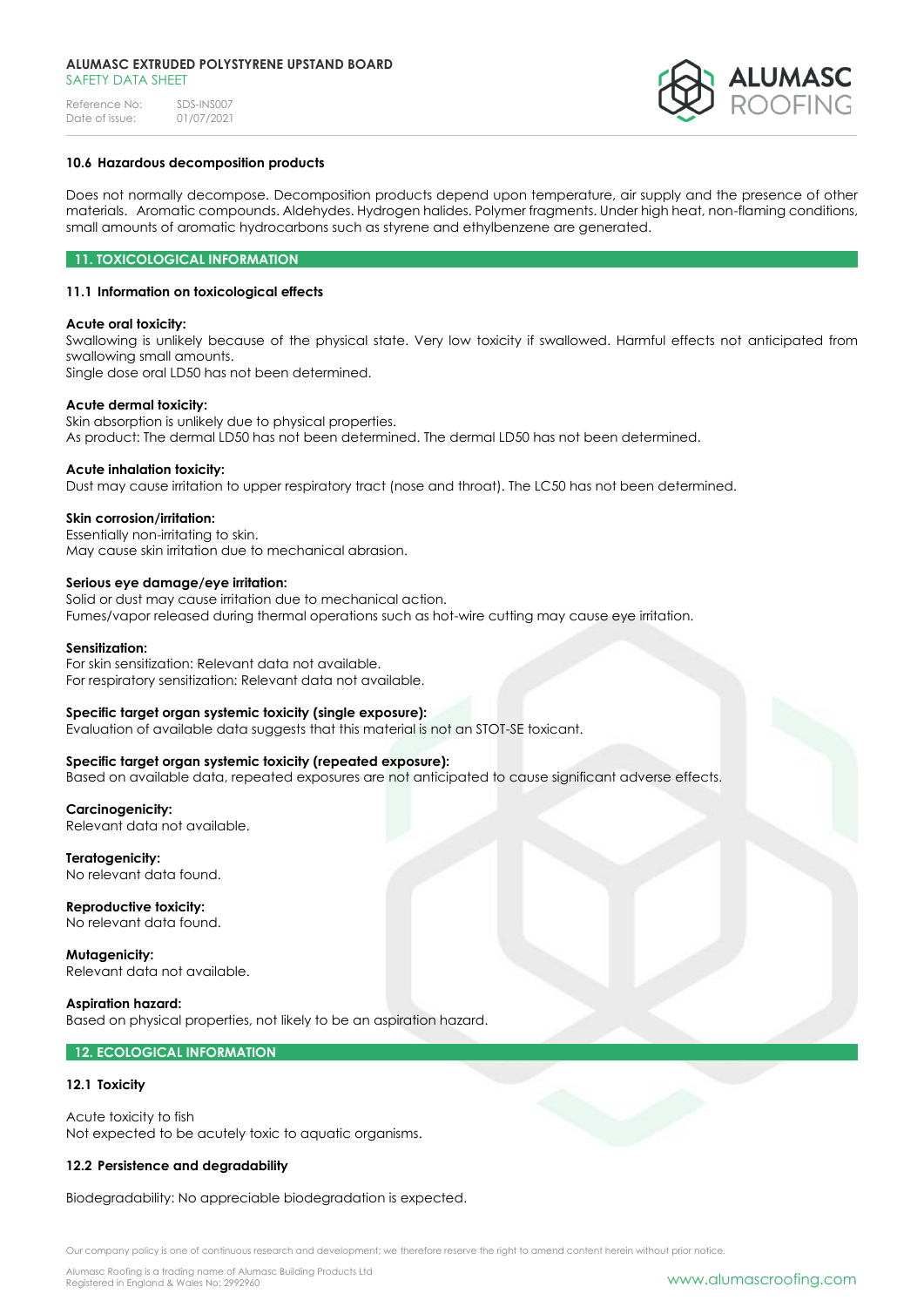### 10.6 Hazardous decomposition products

Does not normally decompose. Decomposition products depend upon temperature, air supply and the presence of other materials. Aromatic compounds. Aldehydes. Hydrogen halides. Polymer fragments. Under high heat, non-flaming conditions, small amounts of aromatic hydrocarbons such as styrene and ethylbenzene are generated.

## 11. TOXICOLOGICAL INFORMATION

### 11.1 Information on toxicological effects

**Acute oral toxicity:**
Swallowing is unlikely because of the physical state. Very low toxicity if swallowed. Harmful effects not anticipated from swallowing small amounts.
Single dose oral LD50 has not been determined.

**Acute dermal toxicity:**
Skin absorption is unlikely due to physical properties.
As product: The dermal LD50 has not been determined. The dermal LD50 has not been determined.

**Acute inhalation toxicity:**
Dust may cause irritation to upper respiratory tract (nose and throat). The LC50 has not been determined.

**Skin corrosion/irritation:**
Essentially non-irritating to skin.
May cause skin irritation due to mechanical abrasion.

**Serious eye damage/eye irritation:**
Solid or dust may cause irritation due to mechanical action.
Fumes/vapor released during thermal operations such as hot-wire cutting may cause eye irritation.

**Sensitization:**
For skin sensitization: Relevant data not available.
For respiratory sensitization: Relevant data not available.

**Specific target organ systemic toxicity (single exposure):**
Evaluation of available data suggests that this material is not an STOT-SE toxicant.

**Specific target organ systemic toxicity (repeated exposure):**
Based on available data, repeated exposures are not anticipated to cause significant adverse effects.

**Carcinogenicity:**
Relevant data not available.

**Teratogenicity:**
No relevant data found.

**Reproductive toxicity:**
No relevant data found.

**Mutagenicity:**
Relevant data not available.

**Aspiration hazard:**
Based on physical properties, not likely to be an aspiration hazard.

## 12. ECOLOGICAL INFORMATION

### 12.1 Toxicity

Acute toxicity to fish
Not expected to be acutely toxic to aquatic organisms.

### 12.2 Persistence and degradability

Biodegradability: No appreciable biodegradation is expected.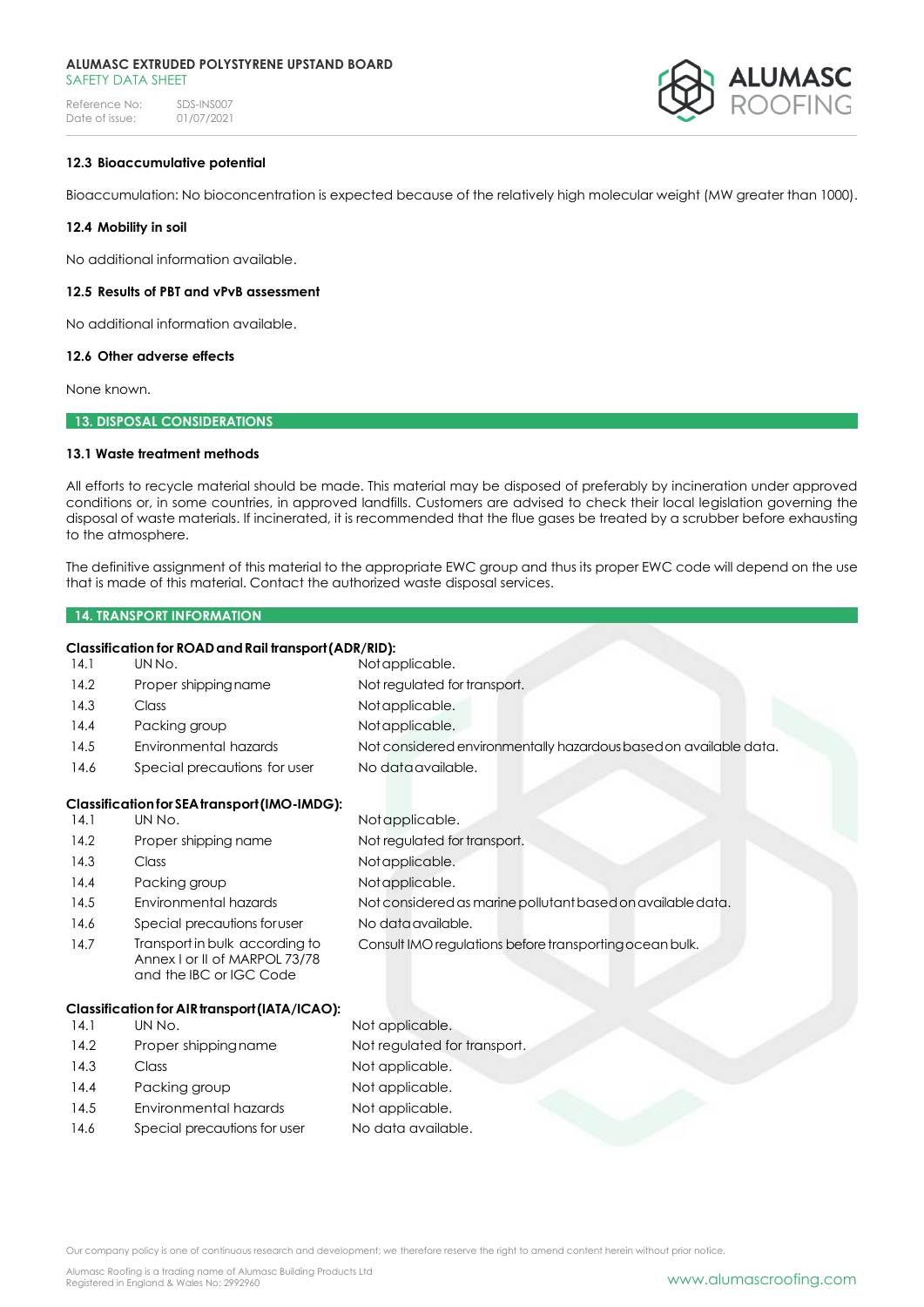### 12.3 Bioaccumulative potential

Bioaccumulation: No bioconcentration is expected because of the relatively high molecular weight (MW greater than 1000).

### 12.4 Mobility in soil

No additional information available.

### 12.5 Results of PBT and vPvB assessment

No additional information available.

### 12.6 Other adverse effects

None known.

## 13. DISPOSAL CONSIDERATIONS

### 13.1 Waste treatment methods

All efforts to recycle material should be made. This material may be disposed of preferably by incineration under approved conditions or, in some countries, in approved landfills. Customers are advised to check their local legislation governing the disposal of waste materials. If incinerated, it is recommended that the flue gases be treated by a scrubber before exhausting to the atmosphere.

The definitive assignment of this material to the appropriate EWC group and thus its proper EWC code will depend on the use that is made of this material. Contact the authorized waste disposal services.

## 14. TRANSPORT INFORMATION

**Classification for ROAD and Rail transport (ADR/RID):**

| | | |
|---|---|---|
| 14.1 | UN No. | Not applicable. |
| 14.2 | Proper shipping name | Not regulated for transport. |
| 14.3 | Class | Not applicable. |
| 14.4 | Packing group | Not applicable. |
| 14.5 | Environmental hazards | Not considered environmentally hazardous based on available data. |
| 14.6 | Special precautions for user | No data available. |

**Classification for SEA transport (IMO-IMDG):**

| | | |
|---|---|---|
| 14.1 | UN No. | Not applicable. |
| 14.2 | Proper shipping name | Not regulated for transport. |
| 14.3 | Class | Not applicable. |
| 14.4 | Packing group | Not applicable. |
| 14.5 | Environmental hazards | Not considered as marine pollutant based on available data. |
| 14.6 | Special precautions for user | No data available. |
| 14.7 | Transport in bulk according to Annex I or II of MARPOL 73/78 and the IBC or IGC Code | Consult IMO regulations before transporting ocean bulk. |

**Classification for AIR transport (IATA/ICAO):**

| | | |
|---|---|---|
| 14.1 | UN No. | Not applicable. |
| 14.2 | Proper shipping name | Not regulated for transport. |
| 14.3 | Class | Not applicable. |
| 14.4 | Packing group | Not applicable. |
| 14.5 | Environmental hazards | Not applicable. |
| 14.6 | Special precautions for user | No data available. |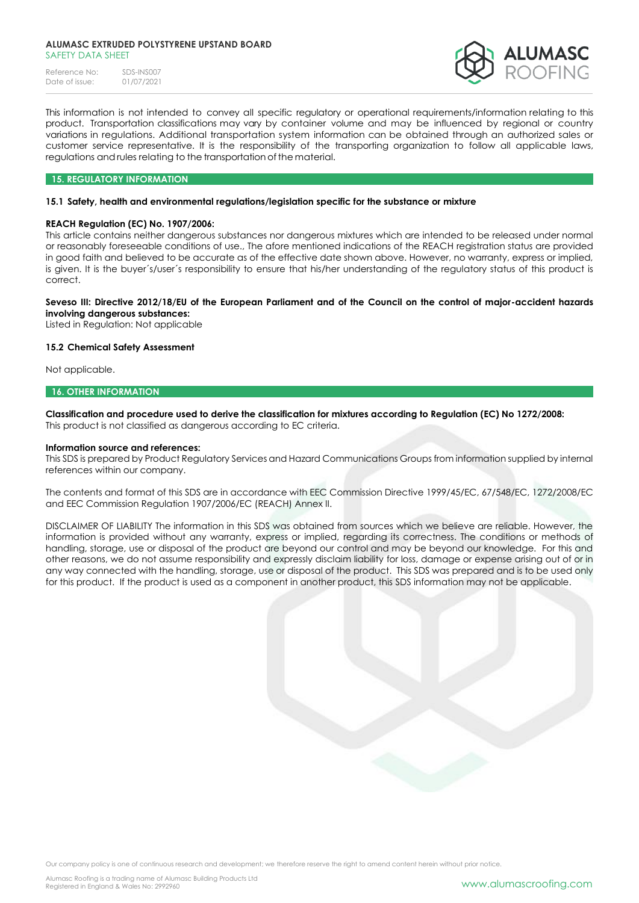This information is not intended to convey all specific regulatory or operational requirements/information relating to this product. Transportation classifications may vary by container volume and may be influenced by regional or country variations in regulations. Additional transportation system information can be obtained through an authorized sales or customer service representative. It is the responsibility of the transporting organization to follow all applicable laws, regulations and rules relating to the transportation of the material.

## 15. REGULATORY INFORMATION

### 15.1 Safety, health and environmental regulations/legislation specific for the substance or mixture

**REACH Regulation (EC) No. 1907/2006:**
This article contains neither dangerous substances nor dangerous mixtures which are intended to be released under normal or reasonably foreseeable conditions of use., The afore mentioned indications of the REACH registration status are provided in good faith and believed to be accurate as of the effective date shown above. However, no warranty, express or implied, is given. It is the buyer´s/user´s responsibility to ensure that his/her understanding of the regulatory status of this product is correct.

**Seveso III: Directive 2012/18/EU of the European Parliament and of the Council on the control of major-accident hazards involving dangerous substances:**
Listed in Regulation: Not applicable

### 15.2 Chemical Safety Assessment

Not applicable.

## 16. OTHER INFORMATION

**Classification and procedure used to derive the classification for mixtures according to Regulation (EC) No 1272/2008:**
This product is not classified as dangerous according to EC criteria.

**Information source and references:**
This SDS is prepared by Product Regulatory Services and Hazard Communications Groups from information supplied by internal references within our company.

The contents and format of this SDS are in accordance with EEC Commission Directive 1999/45/EC, 67/548/EC, 1272/2008/EC and EEC Commission Regulation 1907/2006/EC (REACH) Annex II.

DISCLAIMER OF LIABILITY The information in this SDS was obtained from sources which we believe are reliable. However, the information is provided without any warranty, express or implied, regarding its correctness. The conditions or methods of handling, storage, use or disposal of the product are beyond our control and may be beyond our knowledge. For this and other reasons, we do not assume responsibility and expressly disclaim liability for loss, damage or expense arising out of or in any way connected with the handling, storage, use or disposal of the product. This SDS was prepared and is to be used only for this product. If the product is used as a component in another product, this SDS information may not be applicable.